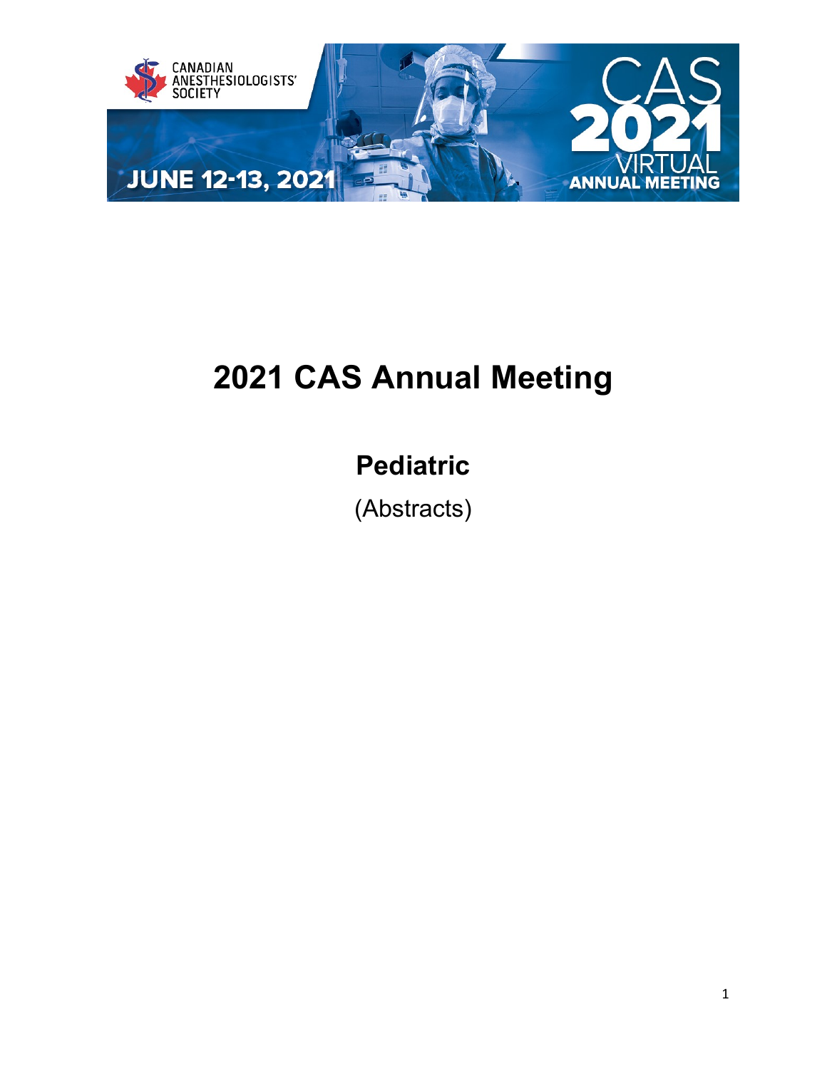# 2021 CAS Annual Meeting

## Pediatric

(Abstracts)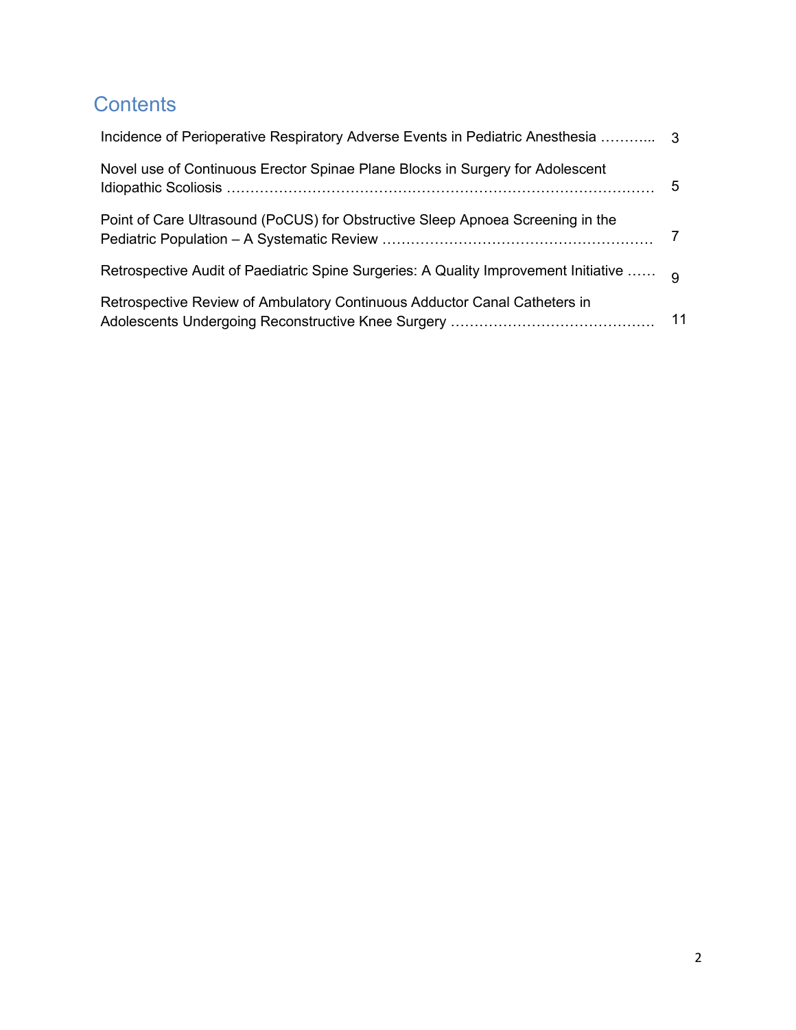# Contents

Incidence of Perioperative Respiratory Adverse Events in Pediatric Anesthesia ……….. 3

Novel use of Continuous Erector Spinae Plane Blocks in Surgery for Adolescent Idiopathic Scoliosis ……………………………………………………………………………… 5

Point of Care Ultrasound (PoCUS) for Obstructive Sleep Apnoea Screening in the Pediatric Population – A Systematic Review ………………………………………………… 7

Retrospective Audit of Paediatric Spine Surgeries: A Quality Improvement Initiative …… 9

Retrospective Review of Ambulatory Continuous Adductor Canal Catheters in Adolescents Undergoing Reconstructive Knee Surgery …………………………………… 11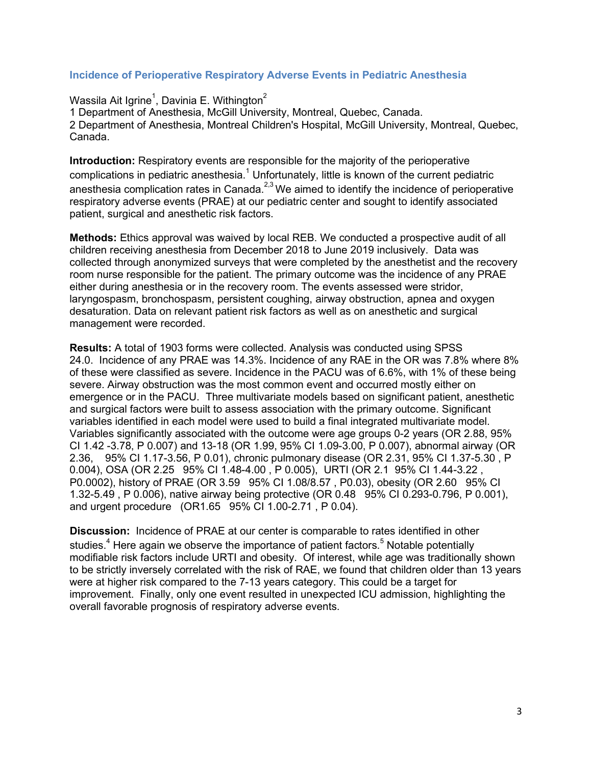## Incidence of Perioperative Respiratory Adverse Events in Pediatric Anesthesia

Wassila Ait Igrine[1], Davinia E. Withington[2]

1 Department of Anesthesia, McGill University, Montreal, Quebec, Canada.

2 Department of Anesthesia, Montreal Children's Hospital, McGill University, Montreal, Quebec, Canada.

**Introduction:** Respiratory events are responsible for the majority of the perioperative complications in pediatric anesthesia.[1] Unfortunately, little is known of the current pediatric anesthesia complication rates in Canada.[2,3] We aimed to identify the incidence of perioperative respiratory adverse events (PRAE) at our pediatric center and sought to identify associated patient, surgical and anesthetic risk factors.

**Methods:** Ethics approval was waived by local REB. We conducted a prospective audit of all children receiving anesthesia from December 2018 to June 2019 inclusively. Data was collected through anonymized surveys that were completed by the anesthetist and the recovery room nurse responsible for the patient. The primary outcome was the incidence of any PRAE either during anesthesia or in the recovery room. The events assessed were stridor, laryngospasm, bronchospasm, persistent coughing, airway obstruction, apnea and oxygen desaturation. Data on relevant patient risk factors as well as on anesthetic and surgical management were recorded.

**Results:** A total of 1903 forms were collected. Analysis was conducted using SPSS 24.0. Incidence of any PRAE was 14.3%. Incidence of any RAE in the OR was 7.8% where 8% of these were classified as severe. Incidence in the PACU was of 6.6%, with 1% of these being severe. Airway obstruction was the most common event and occurred mostly either on emergence or in the PACU. Three multivariate models based on significant patient, anesthetic and surgical factors were built to assess association with the primary outcome. Significant variables identified in each model were used to build a final integrated multivariate model. Variables significantly associated with the outcome were age groups 0-2 years (OR 2.88, 95% CI 1.42 -3.78, P 0.007) and 13-18 (OR 1.99, 95% CI 1.09-3.00, P 0.007), abnormal airway (OR 2.36, 95% CI 1.17-3.56, P 0.01), chronic pulmonary disease (OR 2.31, 95% CI 1.37-5.30 , P 0.004), OSA (OR 2.25 95% CI 1.48-4.00 , P 0.005), URTI (OR 2.1 95% CI 1.44-3.22 , P0.0002), history of PRAE (OR 3.59 95% CI 1.08/8.57 , P0.03), obesity (OR 2.60 95% CI 1.32-5.49 , P 0.006), native airway being protective (OR 0.48 95% CI 0.293-0.796, P 0.001), and urgent procedure (OR1.65 95% CI 1.00-2.71 , P 0.04).

**Discussion:** Incidence of PRAE at our center is comparable to rates identified in other studies.[4] Here again we observe the importance of patient factors.[5] Notable potentially modifiable risk factors include URTI and obesity. Of interest, while age was traditionally shown to be strictly inversely correlated with the risk of RAE, we found that children older than 13 years were at higher risk compared to the 7-13 years category. This could be a target for improvement. Finally, only one event resulted in unexpected ICU admission, highlighting the overall favorable prognosis of respiratory adverse events.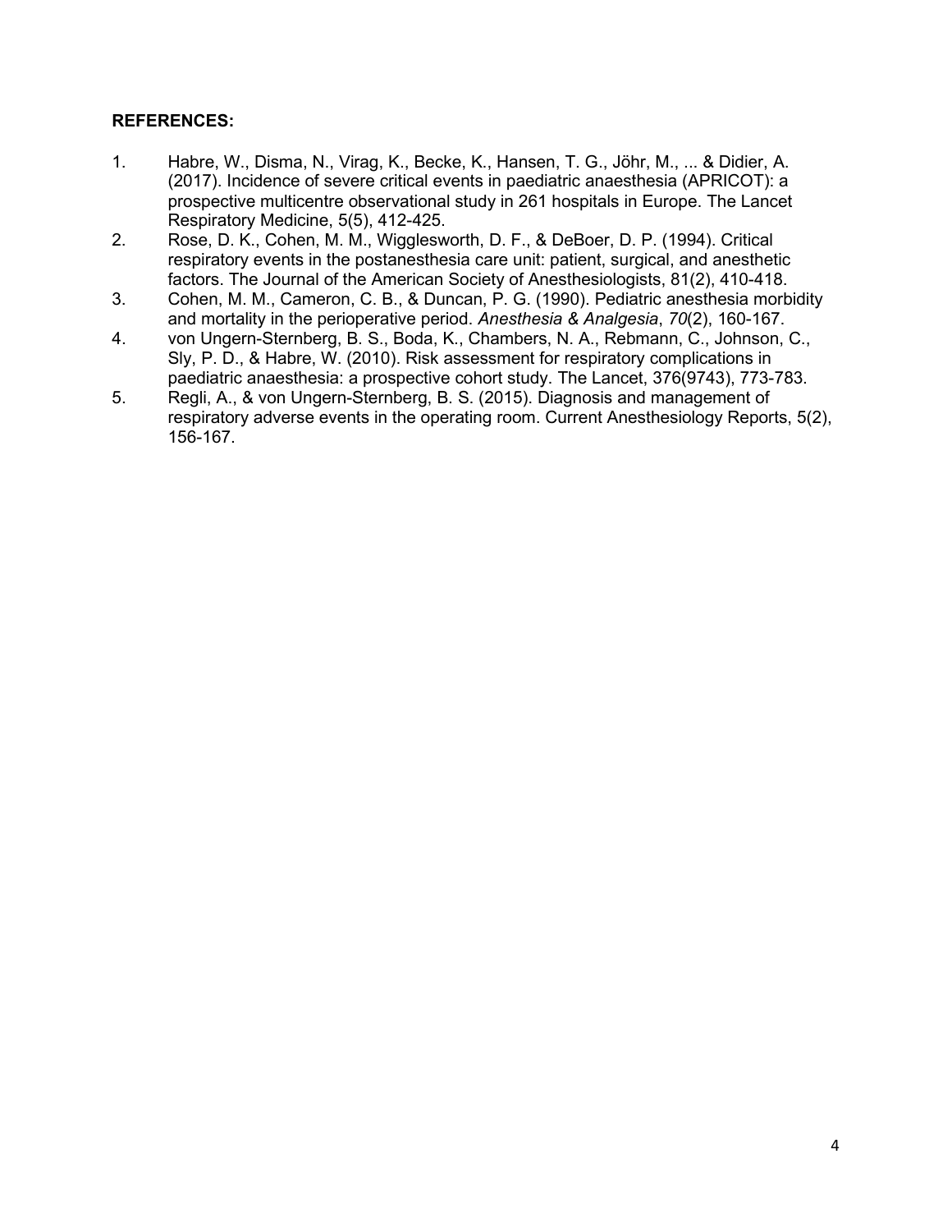**REFERENCES:**

1. Habre, W., Disma, N., Virag, K., Becke, K., Hansen, T. G., Jöhr, M., ... & Didier, A. (2017). Incidence of severe critical events in paediatric anaesthesia (APRICOT): a prospective multicentre observational study in 261 hospitals in Europe. The Lancet Respiratory Medicine, 5(5), 412-425.
2. Rose, D. K., Cohen, M. M., Wigglesworth, D. F., & DeBoer, D. P. (1994). Critical respiratory events in the postanesthesia care unit: patient, surgical, and anesthetic factors. The Journal of the American Society of Anesthesiologists, 81(2), 410-418.
3. Cohen, M. M., Cameron, C. B., & Duncan, P. G. (1990). Pediatric anesthesia morbidity and mortality in the perioperative period. *Anesthesia & Analgesia*, *70*(2), 160-167.
4. von Ungern-Sternberg, B. S., Boda, K., Chambers, N. A., Rebmann, C., Johnson, C., Sly, P. D., & Habre, W. (2010). Risk assessment for respiratory complications in paediatric anaesthesia: a prospective cohort study. The Lancet, 376(9743), 773-783.
5. Regli, A., & von Ungern-Sternberg, B. S. (2015). Diagnosis and management of respiratory adverse events in the operating room. Current Anesthesiology Reports, 5(2), 156-167.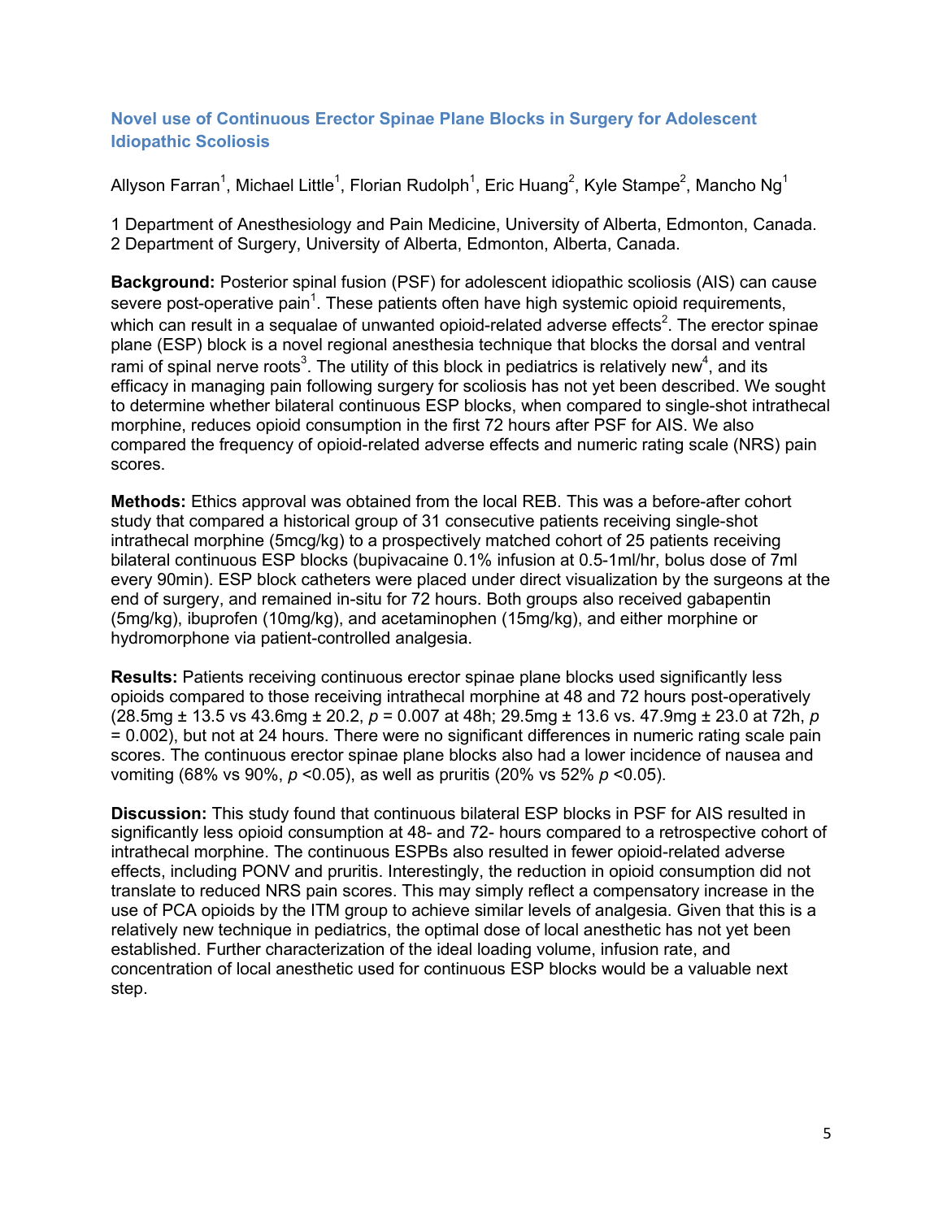## Novel use of Continuous Erector Spinae Plane Blocks in Surgery for Adolescent Idiopathic Scoliosis

Allyson Farran[1], Michael Little[1], Florian Rudolph[1], Eric Huang[2], Kyle Stampe[2], Mancho Ng[1]

1 Department of Anesthesiology and Pain Medicine, University of Alberta, Edmonton, Canada.
2 Department of Surgery, University of Alberta, Edmonton, Alberta, Canada.

**Background:** Posterior spinal fusion (PSF) for adolescent idiopathic scoliosis (AIS) can cause severe post-operative pain[1]. These patients often have high systemic opioid requirements, which can result in a sequalae of unwanted opioid-related adverse effects[2]. The erector spinae plane (ESP) block is a novel regional anesthesia technique that blocks the dorsal and ventral rami of spinal nerve roots[3]. The utility of this block in pediatrics is relatively new[4], and its efficacy in managing pain following surgery for scoliosis has not yet been described. We sought to determine whether bilateral continuous ESP blocks, when compared to single-shot intrathecal morphine, reduces opioid consumption in the first 72 hours after PSF for AIS. We also compared the frequency of opioid-related adverse effects and numeric rating scale (NRS) pain scores.

**Methods:** Ethics approval was obtained from the local REB. This was a before-after cohort study that compared a historical group of 31 consecutive patients receiving single-shot intrathecal morphine (5mcg/kg) to a prospectively matched cohort of 25 patients receiving bilateral continuous ESP blocks (bupivacaine 0.1% infusion at 0.5-1ml/hr, bolus dose of 7ml every 90min). ESP block catheters were placed under direct visualization by the surgeons at the end of surgery, and remained in-situ for 72 hours. Both groups also received gabapentin (5mg/kg), ibuprofen (10mg/kg), and acetaminophen (15mg/kg), and either morphine or hydromorphone via patient-controlled analgesia.

**Results:** Patients receiving continuous erector spinae plane blocks used significantly less opioids compared to those receiving intrathecal morphine at 48 and 72 hours post-operatively (28.5mg ± 13.5 vs 43.6mg ± 20.2, $p = 0.007$ at 48h; 29.5mg ± 13.6 vs. 47.9mg ± 23.0 at 72h, $p = 0.002$), but not at 24 hours. There were no significant differences in numeric rating scale pain scores. The continuous erector spinae plane blocks also had a lower incidence of nausea and vomiting (68% vs 90%, $p < 0.05$), as well as pruritis (20% vs 52% $p < 0.05$).

**Discussion:** This study found that continuous bilateral ESP blocks in PSF for AIS resulted in significantly less opioid consumption at 48- and 72- hours compared to a retrospective cohort of intrathecal morphine. The continuous ESPBs also resulted in fewer opioid-related adverse effects, including PONV and pruritis. Interestingly, the reduction in opioid consumption did not translate to reduced NRS pain scores. This may simply reflect a compensatory increase in the use of PCA opioids by the ITM group to achieve similar levels of analgesia. Given that this is a relatively new technique in pediatrics, the optimal dose of local anesthetic has not yet been established. Further characterization of the ideal loading volume, infusion rate, and concentration of local anesthetic used for continuous ESP blocks would be a valuable next step.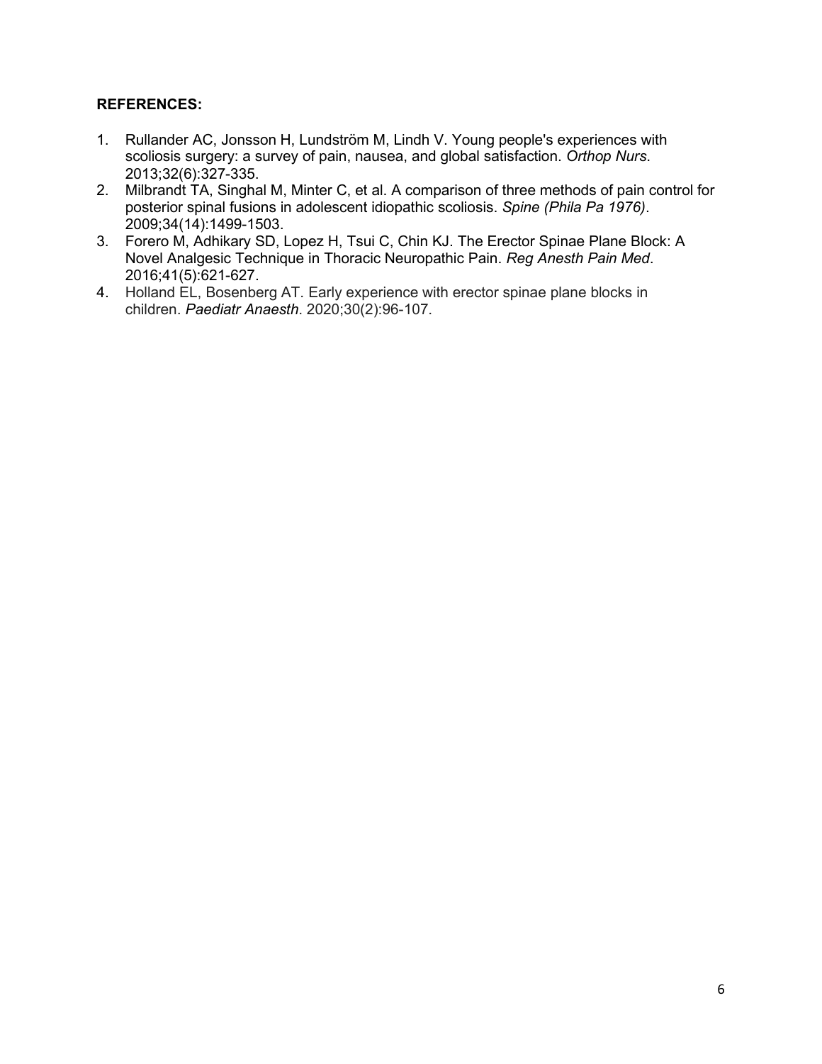**REFERENCES:**

1. Rullander AC, Jonsson H, Lundström M, Lindh V. Young people's experiences with scoliosis surgery: a survey of pain, nausea, and global satisfaction. *Orthop Nurs*. 2013;32(6):327-335.
2. Milbrandt TA, Singhal M, Minter C, et al. A comparison of three methods of pain control for posterior spinal fusions in adolescent idiopathic scoliosis. *Spine (Phila Pa 1976)*. 2009;34(14):1499-1503.
3. Forero M, Adhikary SD, Lopez H, Tsui C, Chin KJ. The Erector Spinae Plane Block: A Novel Analgesic Technique in Thoracic Neuropathic Pain. *Reg Anesth Pain Med*. 2016;41(5):621-627.
4. Holland EL, Bosenberg AT. Early experience with erector spinae plane blocks in children. *Paediatr Anaesth*. 2020;30(2):96-107.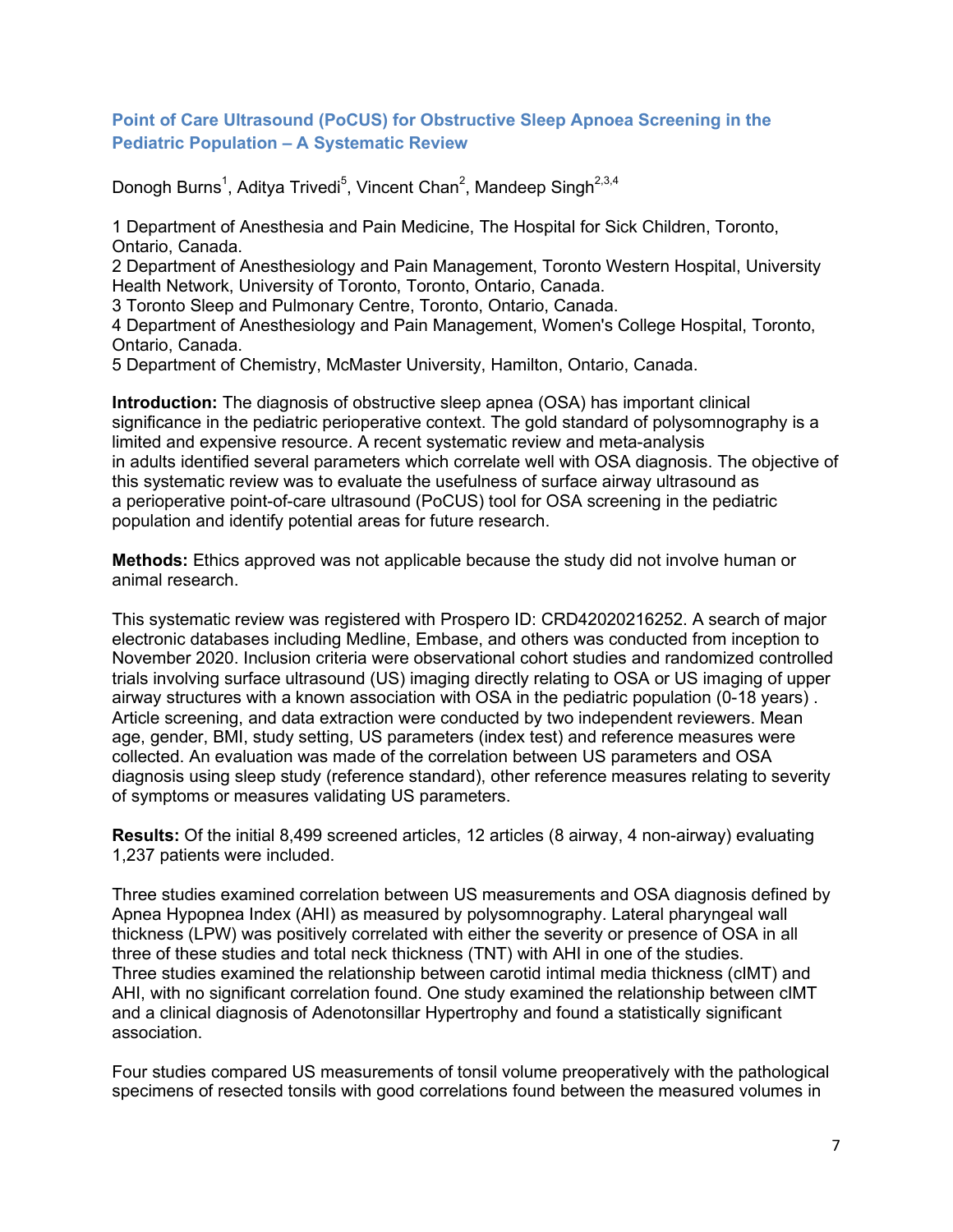## Point of Care Ultrasound (PoCUS) for Obstructive Sleep Apnoea Screening in the Pediatric Population – A Systematic Review

Donogh Burns[1], Aditya Trivedi[5], Vincent Chan[2], Mandeep Singh[2,3,4]

1 Department of Anesthesia and Pain Medicine, The Hospital for Sick Children, Toronto, Ontario, Canada.
2 Department of Anesthesiology and Pain Management, Toronto Western Hospital, University Health Network, University of Toronto, Toronto, Ontario, Canada.
3 Toronto Sleep and Pulmonary Centre, Toronto, Ontario, Canada.
4 Department of Anesthesiology and Pain Management, Women's College Hospital, Toronto, Ontario, Canada.
5 Department of Chemistry, McMaster University, Hamilton, Ontario, Canada.

**Introduction:** The diagnosis of obstructive sleep apnea (OSA) has important clinical significance in the pediatric perioperative context. The gold standard of polysomnography is a limited and expensive resource. A recent systematic review and meta-analysis in adults identified several parameters which correlate well with OSA diagnosis. The objective of this systematic review was to evaluate the usefulness of surface airway ultrasound as a perioperative point-of-care ultrasound (PoCUS) tool for OSA screening in the pediatric population and identify potential areas for future research.

**Methods:** Ethics approved was not applicable because the study did not involve human or animal research.

This systematic review was registered with Prospero ID: CRD42020216252. A search of major electronic databases including Medline, Embase, and others was conducted from inception to November 2020. Inclusion criteria were observational cohort studies and randomized controlled trials involving surface ultrasound (US) imaging directly relating to OSA or US imaging of upper airway structures with a known association with OSA in the pediatric population (0-18 years) . Article screening, and data extraction were conducted by two independent reviewers. Mean age, gender, BMI, study setting, US parameters (index test) and reference measures were collected. An evaluation was made of the correlation between US parameters and OSA diagnosis using sleep study (reference standard), other reference measures relating to severity of symptoms or measures validating US parameters.

**Results:** Of the initial 8,499 screened articles, 12 articles (8 airway, 4 non-airway) evaluating 1,237 patients were included.

Three studies examined correlation between US measurements and OSA diagnosis defined by Apnea Hypopnea Index (AHI) as measured by polysomnography. Lateral pharyngeal wall thickness (LPW) was positively correlated with either the severity or presence of OSA in all three of these studies and total neck thickness (TNT) with AHI in one of the studies. Three studies examined the relationship between carotid intimal media thickness (cIMT) and AHI, with no significant correlation found. One study examined the relationship between cIMT and a clinical diagnosis of Adenotonsillar Hypertrophy and found a statistically significant association.

Four studies compared US measurements of tonsil volume preoperatively with the pathological specimens of resected tonsils with good correlations found between the measured volumes in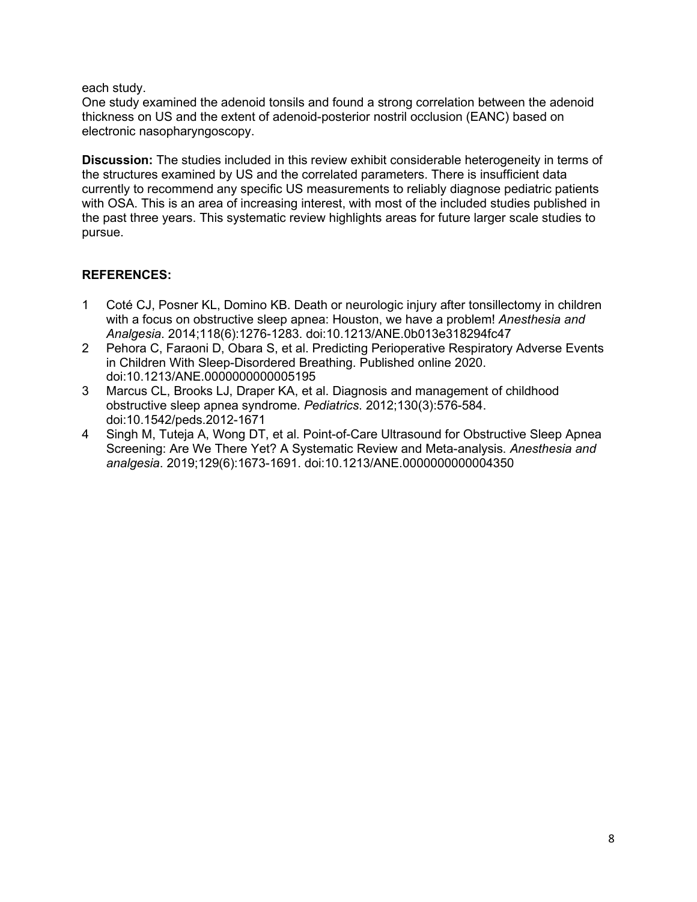each study.
One study examined the adenoid tonsils and found a strong correlation between the adenoid thickness on US and the extent of adenoid-posterior nostril occlusion (EANC) based on electronic nasopharyngoscopy.

**Discussion:** The studies included in this review exhibit considerable heterogeneity in terms of the structures examined by US and the correlated parameters. There is insufficient data currently to recommend any specific US measurements to reliably diagnose pediatric patients with OSA. This is an area of increasing interest, with most of the included studies published in the past three years. This systematic review highlights areas for future larger scale studies to pursue.

## REFERENCES:

1. Coté CJ, Posner KL, Domino KB. Death or neurologic injury after tonsillectomy in children with a focus on obstructive sleep apnea: Houston, we have a problem! *Anesthesia and Analgesia*. 2014;118(6):1276-1283. doi:10.1213/ANE.0b013e318294fc47
2. Pehora C, Faraoni D, Obara S, et al. Predicting Perioperative Respiratory Adverse Events in Children With Sleep-Disordered Breathing. Published online 2020. doi:10.1213/ANE.0000000000005195
3. Marcus CL, Brooks LJ, Draper KA, et al. Diagnosis and management of childhood obstructive sleep apnea syndrome. *Pediatrics*. 2012;130(3):576-584. doi:10.1542/peds.2012-1671
4. Singh M, Tuteja A, Wong DT, et al. Point-of-Care Ultrasound for Obstructive Sleep Apnea Screening: Are We There Yet? A Systematic Review and Meta-analysis. *Anesthesia and analgesia*. 2019;129(6):1673-1691. doi:10.1213/ANE.0000000000004350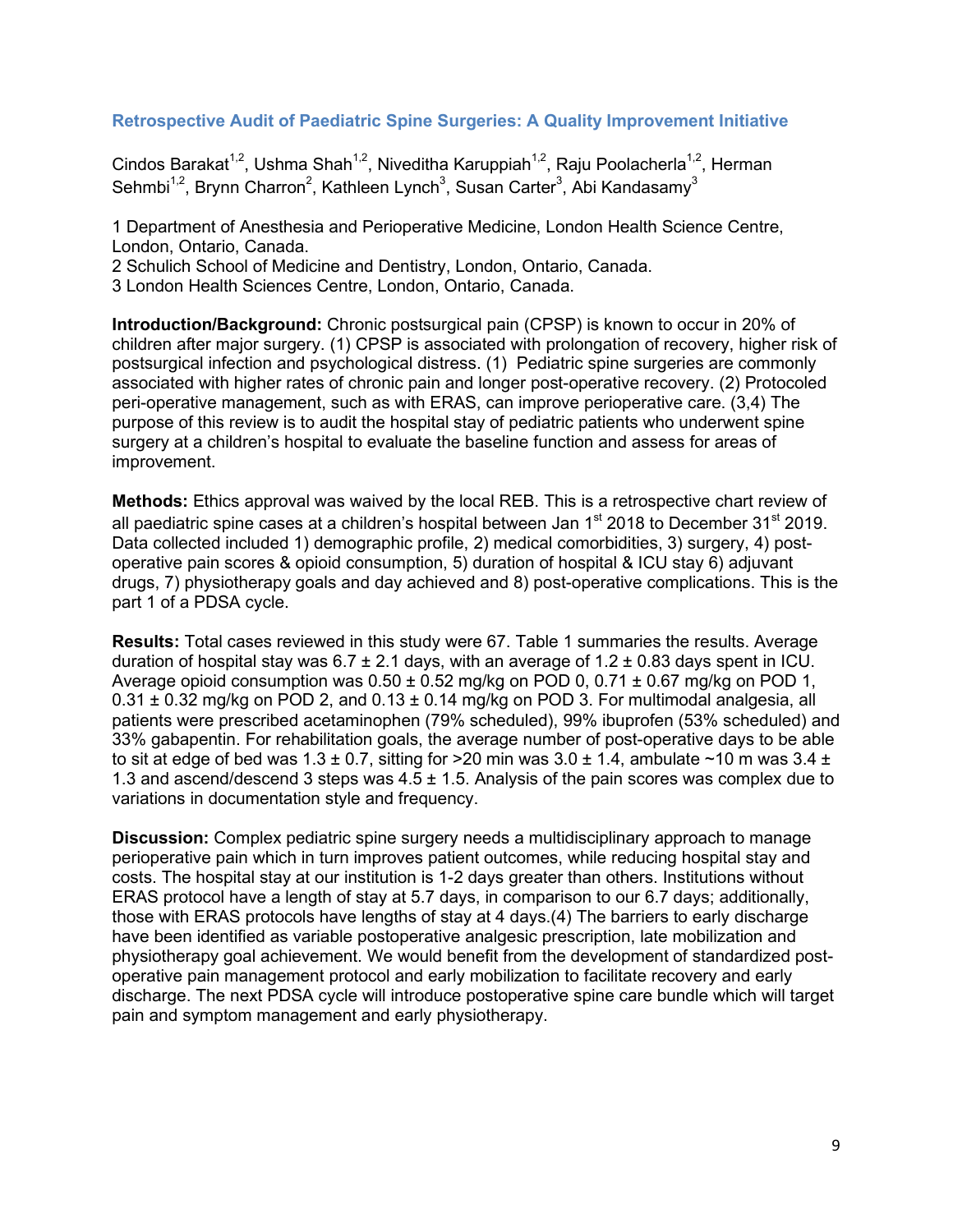## Retrospective Audit of Paediatric Spine Surgeries: A Quality Improvement Initiative

Cindos Barakat[1,2], Ushma Shah[1,2], Niveditha Karuppiah[1,2], Raju Poolacherla[1,2], Herman Sehmbi[1,2], Brynn Charron[2], Kathleen Lynch[3], Susan Carter[3], Abi Kandasamy[3]

1 Department of Anesthesia and Perioperative Medicine, London Health Science Centre, London, Ontario, Canada.
2 Schulich School of Medicine and Dentistry, London, Ontario, Canada.
3 London Health Sciences Centre, London, Ontario, Canada.

**Introduction/Background:** Chronic postsurgical pain (CPSP) is known to occur in 20% of children after major surgery. (1) CPSP is associated with prolongation of recovery, higher risk of postsurgical infection and psychological distress. (1) Pediatric spine surgeries are commonly associated with higher rates of chronic pain and longer post-operative recovery. (2) Protocoled peri-operative management, such as with ERAS, can improve perioperative care. (3,4) The purpose of this review is to audit the hospital stay of pediatric patients who underwent spine surgery at a children's hospital to evaluate the baseline function and assess for areas of improvement.

**Methods:** Ethics approval was waived by the local REB. This is a retrospective chart review of all paediatric spine cases at a children's hospital between Jan 1st 2018 to December 31st 2019. Data collected included 1) demographic profile, 2) medical comorbidities, 3) surgery, 4) post-operative pain scores & opioid consumption, 5) duration of hospital & ICU stay 6) adjuvant drugs, 7) physiotherapy goals and day achieved and 8) post-operative complications. This is the part 1 of a PDSA cycle.

**Results:** Total cases reviewed in this study were 67. Table 1 summaries the results. Average duration of hospital stay was 6.7 ± 2.1 days, with an average of 1.2 ± 0.83 days spent in ICU. Average opioid consumption was 0.50 ± 0.52 mg/kg on POD 0, 0.71 ± 0.67 mg/kg on POD 1, 0.31 ± 0.32 mg/kg on POD 2, and 0.13 ± 0.14 mg/kg on POD 3. For multimodal analgesia, all patients were prescribed acetaminophen (79% scheduled), 99% ibuprofen (53% scheduled) and 33% gabapentin. For rehabilitation goals, the average number of post-operative days to be able to sit at edge of bed was 1.3 ± 0.7, sitting for >20 min was 3.0 ± 1.4, ambulate ~10 m was 3.4 ± 1.3 and ascend/descend 3 steps was 4.5 ± 1.5. Analysis of the pain scores was complex due to variations in documentation style and frequency.

**Discussion:** Complex pediatric spine surgery needs a multidisciplinary approach to manage perioperative pain which in turn improves patient outcomes, while reducing hospital stay and costs. The hospital stay at our institution is 1-2 days greater than others. Institutions without ERAS protocol have a length of stay at 5.7 days, in comparison to our 6.7 days; additionally, those with ERAS protocols have lengths of stay at 4 days.(4) The barriers to early discharge have been identified as variable postoperative analgesic prescription, late mobilization and physiotherapy goal achievement. We would benefit from the development of standardized post-operative pain management protocol and early mobilization to facilitate recovery and early discharge. The next PDSA cycle will introduce postoperative spine care bundle which will target pain and symptom management and early physiotherapy.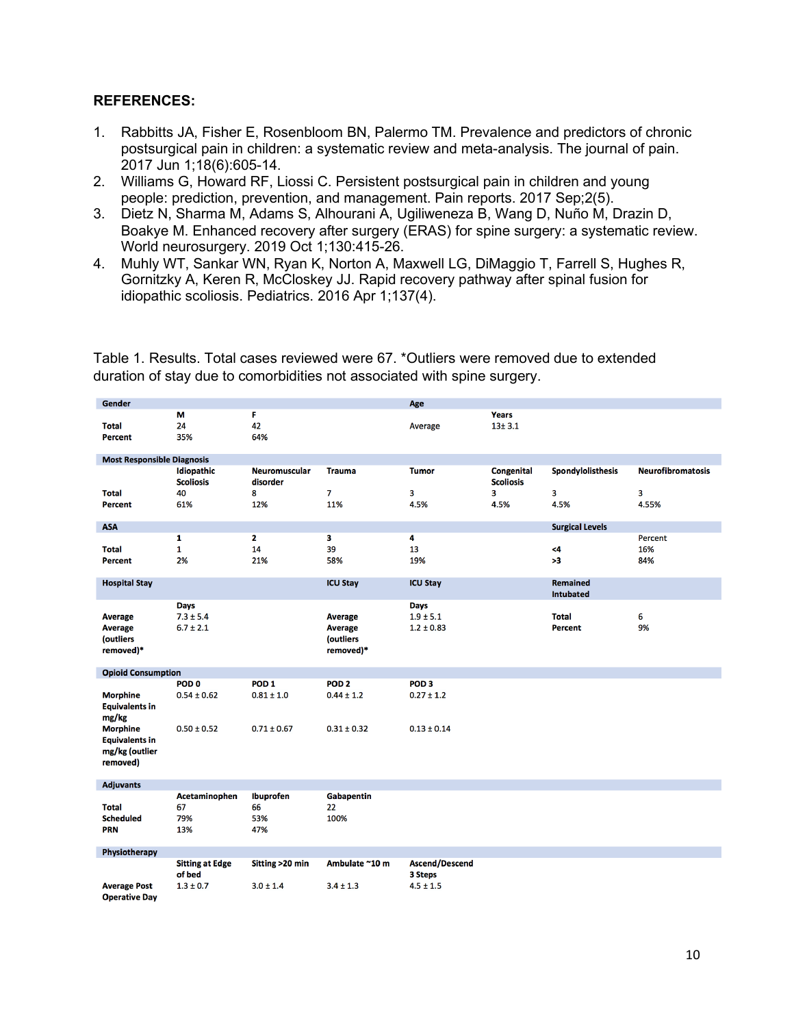**REFERENCES:**

1. Rabbitts JA, Fisher E, Rosenbloom BN, Palermo TM. Prevalence and predictors of chronic postsurgical pain in children: a systematic review and meta-analysis. The journal of pain. 2017 Jun 1;18(6):605-14.
2. Williams G, Howard RF, Liossi C. Persistent postsurgical pain in children and young people: prediction, prevention, and management. Pain reports. 2017 Sep;2(5).
3. Dietz N, Sharma M, Adams S, Alhourani A, Ugiliweneza B, Wang D, Nuño M, Drazin D, Boakye M. Enhanced recovery after surgery (ERAS) for spine surgery: a systematic review. World neurosurgery. 2019 Oct 1;130:415-26.
4. Muhly WT, Sankar WN, Ryan K, Norton A, Maxwell LG, DiMaggio T, Farrell S, Hughes R, Gornitzky A, Keren R, McCloskey JJ. Rapid recovery pathway after spinal fusion for idiopathic scoliosis. Pediatrics. 2016 Apr 1;137(4).

Table 1. Results. Total cases reviewed were 67. *Outliers were removed due to extended duration of stay due to comorbidities not associated with spine surgery.

| **Gender** | | | | **Age** | | | |
|---|---|---|---|---|---|---|---|
| | **M** | **F** | | | **Years** | | |
| **Total** | 24 | 42 | | Average | 13± 3.1 | | |
| **Percent** | 35% | 64% | | | | | |
| **Most Responsible Diagnosis** | | | | | | | |
| | **Idiopathic Scoliosis** | **Neuromuscular disorder** | **Trauma** | **Tumor** | **Congenital Scoliosis** | **Spondylolisthesis** | **Neurofibromatosis** |
| **Total** | 40 | 8 | 7 | 3 | 3 | 3 | 3 |
| **Percent** | 61% | 12% | 11% | 4.5% | 4.5% | 4.5% | 4.55% |
| **ASA** | | | | | | **Surgical Levels** | |
| | **1** | **2** | **3** | **4** | | | Percent |
| **Total** | 1 | 14 | 39 | 13 | | **<4** | 16% |
| **Percent** | 2% | 21% | 58% | 19% | | **>3** | 84% |
| **Hospital Stay** | | | **ICU Stay** | **ICU Stay** | | **Remained Intubated** | |
| | Days | | | Days | | | |
| **Average** | 7.3 ± 5.4 | | **Average** | 1.9 ± 5.1 | | **Total** | 6 |
| **Average (outliers removed)*** | 6.7 ± 2.1 | | **Average (outliers removed)*** | 1.2 ± 0.83 | | **Percent** | 9% |
| **Opioid Consumption** | | | | | | | |
| | **POD 0** | **POD 1** | **POD 2** | **POD 3** | | | |
| **Morphine Equivalents in mg/kg** | 0.54 ± 0.62 | 0.81 ± 1.0 | 0.44 ± 1.2 | 0.27 ± 1.2 | | | |
| **Morphine Equivalents in mg/kg (outlier removed)** | 0.50 ± 0.52 | 0.71 ± 0.67 | 0.31 ± 0.32 | 0.13 ± 0.14 | | | |
| **Adjuvants** | | | | | | | |
| | **Acetaminophen** | **Ibuprofen** | **Gabapentin** | | | | |
| **Total** | 67 | 66 | 22 | | | | |
| **Scheduled** | 79% | 53% | 100% | | | | |
| **PRN** | 13% | 47% | | | | | |
| **Physiotherapy** | | | | | | | |
| | **Sitting at Edge of bed** | **Sitting >20 min** | **Ambulate ~10 m** | **Ascend/Descend 3 Steps** | | | |
| **Average Post Operative Day** | 1.3 ± 0.7 | 3.0 ± 1.4 | 3.4 ± 1.3 | 4.5 ± 1.5 | | | |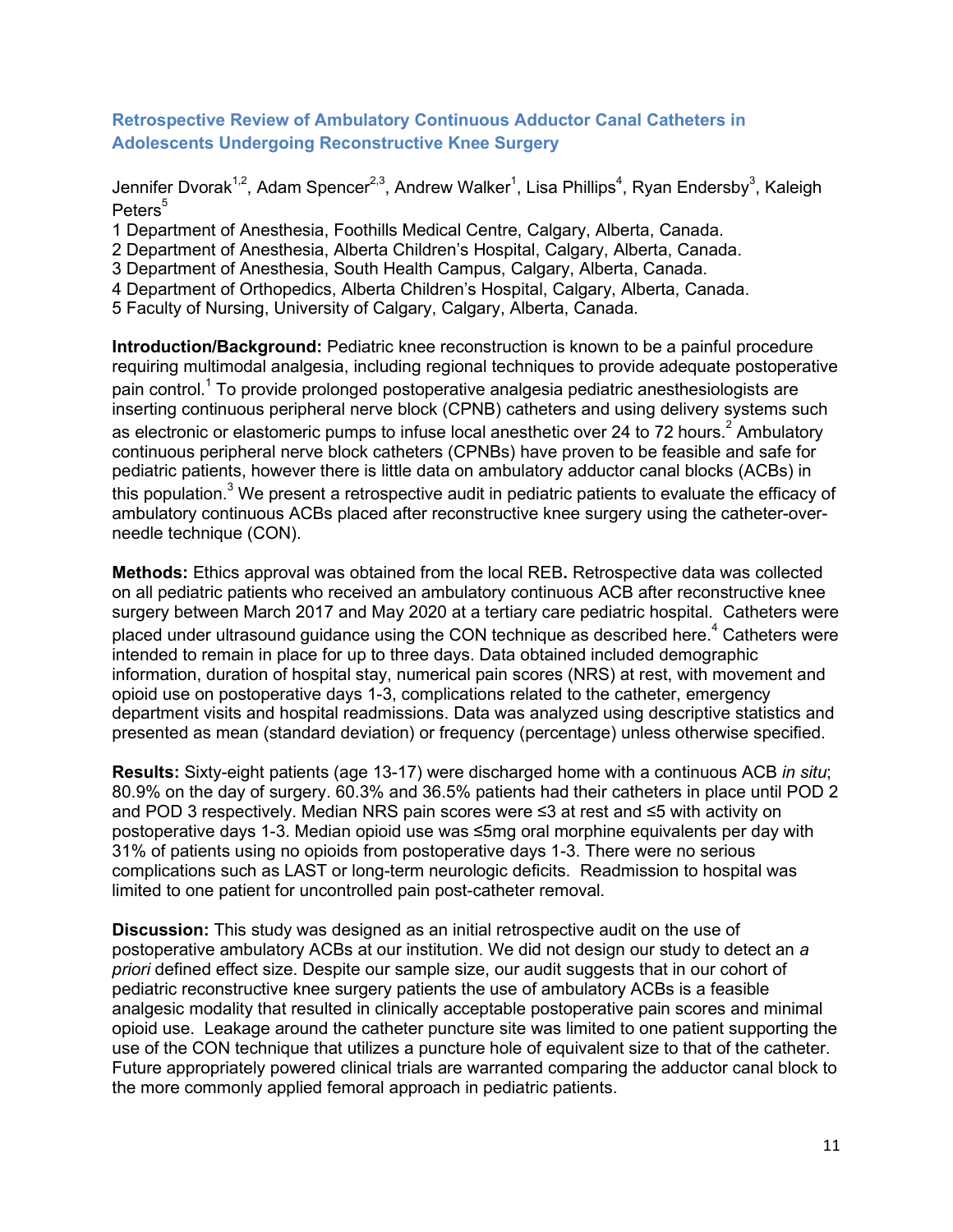## Retrospective Review of Ambulatory Continuous Adductor Canal Catheters in Adolescents Undergoing Reconstructive Knee Surgery

Jennifer Dvorak[1,2], Adam Spencer[2,3], Andrew Walker[1], Lisa Phillips[4], Ryan Endersby[3], Kaleigh Peters[5]

1 Department of Anesthesia, Foothills Medical Centre, Calgary, Alberta, Canada.
2 Department of Anesthesia, Alberta Children's Hospital, Calgary, Alberta, Canada.
3 Department of Anesthesia, South Health Campus, Calgary, Alberta, Canada.
4 Department of Orthopedics, Alberta Children's Hospital, Calgary, Alberta, Canada.
5 Faculty of Nursing, University of Calgary, Calgary, Alberta, Canada.

**Introduction/Background:** Pediatric knee reconstruction is known to be a painful procedure requiring multimodal analgesia, including regional techniques to provide adequate postoperative pain control.[1] To provide prolonged postoperative analgesia pediatric anesthesiologists are inserting continuous peripheral nerve block (CPNB) catheters and using delivery systems such as electronic or elastomeric pumps to infuse local anesthetic over 24 to 72 hours.[2] Ambulatory continuous peripheral nerve block catheters (CPNBs) have proven to be feasible and safe for pediatric patients, however there is little data on ambulatory adductor canal blocks (ACBs) in this population.[3] We present a retrospective audit in pediatric patients to evaluate the efficacy of ambulatory continuous ACBs placed after reconstructive knee surgery using the catheter-over-needle technique (CON).

**Methods:** Ethics approval was obtained from the local REB**.** Retrospective data was collected on all pediatric patients who received an ambulatory continuous ACB after reconstructive knee surgery between March 2017 and May 2020 at a tertiary care pediatric hospital. Catheters were placed under ultrasound guidance using the CON technique as described here.[4] Catheters were intended to remain in place for up to three days. Data obtained included demographic information, duration of hospital stay, numerical pain scores (NRS) at rest, with movement and opioid use on postoperative days 1-3, complications related to the catheter, emergency department visits and hospital readmissions. Data was analyzed using descriptive statistics and presented as mean (standard deviation) or frequency (percentage) unless otherwise specified.

**Results:** Sixty-eight patients (age 13-17) were discharged home with a continuous ACB *in situ*; 80.9% on the day of surgery. 60.3% and 36.5% patients had their catheters in place until POD 2 and POD 3 respectively. Median NRS pain scores were ≤3 at rest and ≤5 with activity on postoperative days 1-3. Median opioid use was ≤5mg oral morphine equivalents per day with 31% of patients using no opioids from postoperative days 1-3. There were no serious complications such as LAST or long-term neurologic deficits. Readmission to hospital was limited to one patient for uncontrolled pain post-catheter removal.

**Discussion:** This study was designed as an initial retrospective audit on the use of postoperative ambulatory ACBs at our institution. We did not design our study to detect an *a priori* defined effect size. Despite our sample size, our audit suggests that in our cohort of pediatric reconstructive knee surgery patients the use of ambulatory ACBs is a feasible analgesic modality that resulted in clinically acceptable postoperative pain scores and minimal opioid use. Leakage around the catheter puncture site was limited to one patient supporting the use of the CON technique that utilizes a puncture hole of equivalent size to that of the catheter. Future appropriately powered clinical trials are warranted comparing the adductor canal block to the more commonly applied femoral approach in pediatric patients.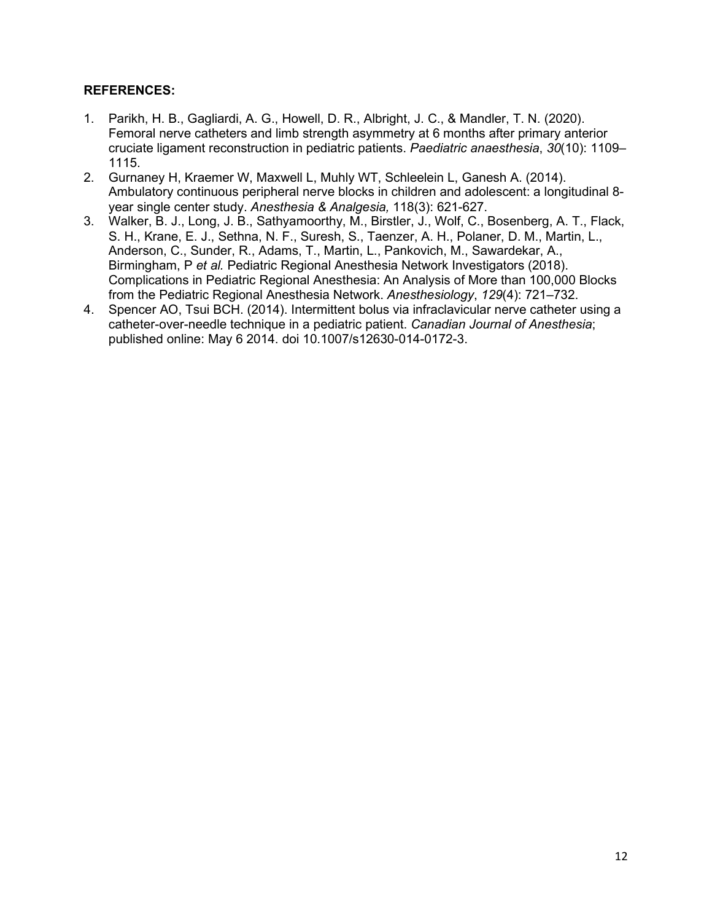**REFERENCES:**

1. Parikh, H. B., Gagliardi, A. G., Howell, D. R., Albright, J. C., & Mandler, T. N. (2020). Femoral nerve catheters and limb strength asymmetry at 6 months after primary anterior cruciate ligament reconstruction in pediatric patients. *Paediatric anaesthesia*, *30*(10): 1109–1115.
2. Gurnaney H, Kraemer W, Maxwell L, Muhly WT, Schleelein L, Ganesh A. (2014). Ambulatory continuous peripheral nerve blocks in children and adolescent: a longitudinal 8-year single center study. *Anesthesia & Analgesia,* 118(3): 621-627.
3. Walker, B. J., Long, J. B., Sathyamoorthy, M., Birstler, J., Wolf, C., Bosenberg, A. T., Flack, S. H., Krane, E. J., Sethna, N. F., Suresh, S., Taenzer, A. H., Polaner, D. M., Martin, L., Anderson, C., Sunder, R., Adams, T., Martin, L., Pankovich, M., Sawardekar, A., Birmingham, P *et al.* Pediatric Regional Anesthesia Network Investigators (2018). Complications in Pediatric Regional Anesthesia: An Analysis of More than 100,000 Blocks from the Pediatric Regional Anesthesia Network. *Anesthesiology*, *129*(4): 721–732.
4. Spencer AO, Tsui BCH. (2014). Intermittent bolus via infraclavicular nerve catheter using a catheter-over-needle technique in a pediatric patient. *Canadian Journal of Anesthesia*; published online: May 6 2014. doi 10.1007/s12630-014-0172-3.